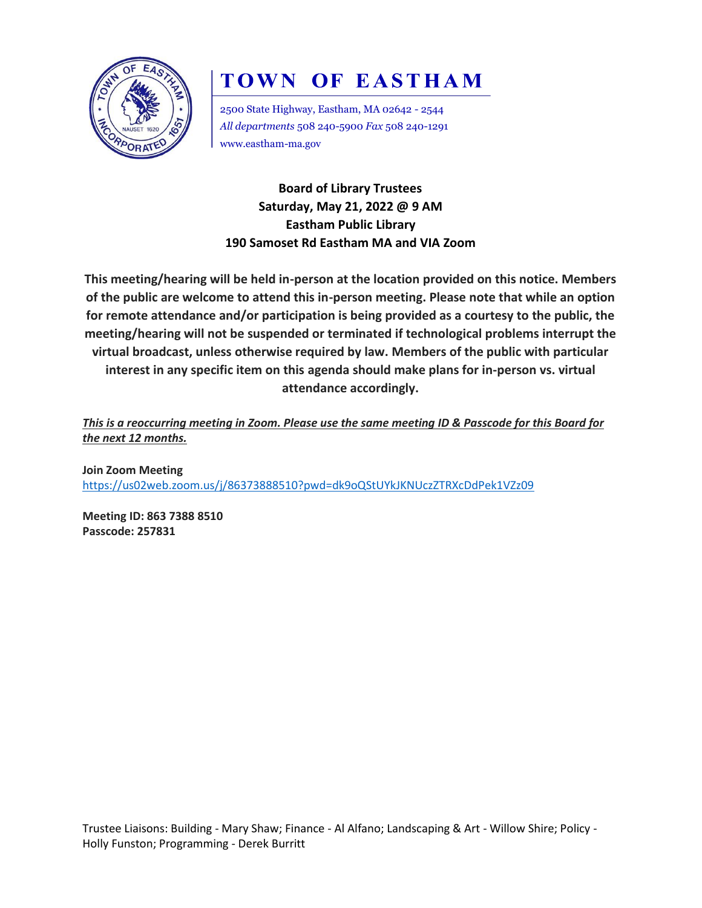# TOWN OF EASTHAM

2500 State Highway, Eastham, MA 02642 - 2544
*All departments* 508 240-5900 *Fax* 508 240-1291
www.eastham-ma.gov

**Board of Library Trustees**
**Saturday, May 21, 2022 @ 9 AM**
**Eastham Public Library**
**190 Samoset Rd Eastham MA and VIA Zoom**

**This meeting/hearing will be held in-person at the location provided on this notice. Members of the public are welcome to attend this in-person meeting. Please note that while an option for remote attendance and/or participation is being provided as a courtesy to the public, the meeting/hearing will not be suspended or terminated if technological problems interrupt the virtual broadcast, unless otherwise required by law. Members of the public with particular interest in any specific item on this agenda should make plans for in-person vs. virtual attendance accordingly.**

***This is a reoccurring meeting in Zoom. Please use the same meeting ID & Passcode for this Board for the next 12 months.***

**Join Zoom Meeting**
https://us02web.zoom.us/j/86373888510?pwd=dk9oQStUYkJKNUczZTRXcDdPek1VZz09

**Meeting ID: 863 7388 8510**
**Passcode: 257831**

Trustee Liaisons: Building - Mary Shaw; Finance - Al Alfano; Landscaping & Art - Willow Shire; Policy - Holly Funston; Programming - Derek Burritt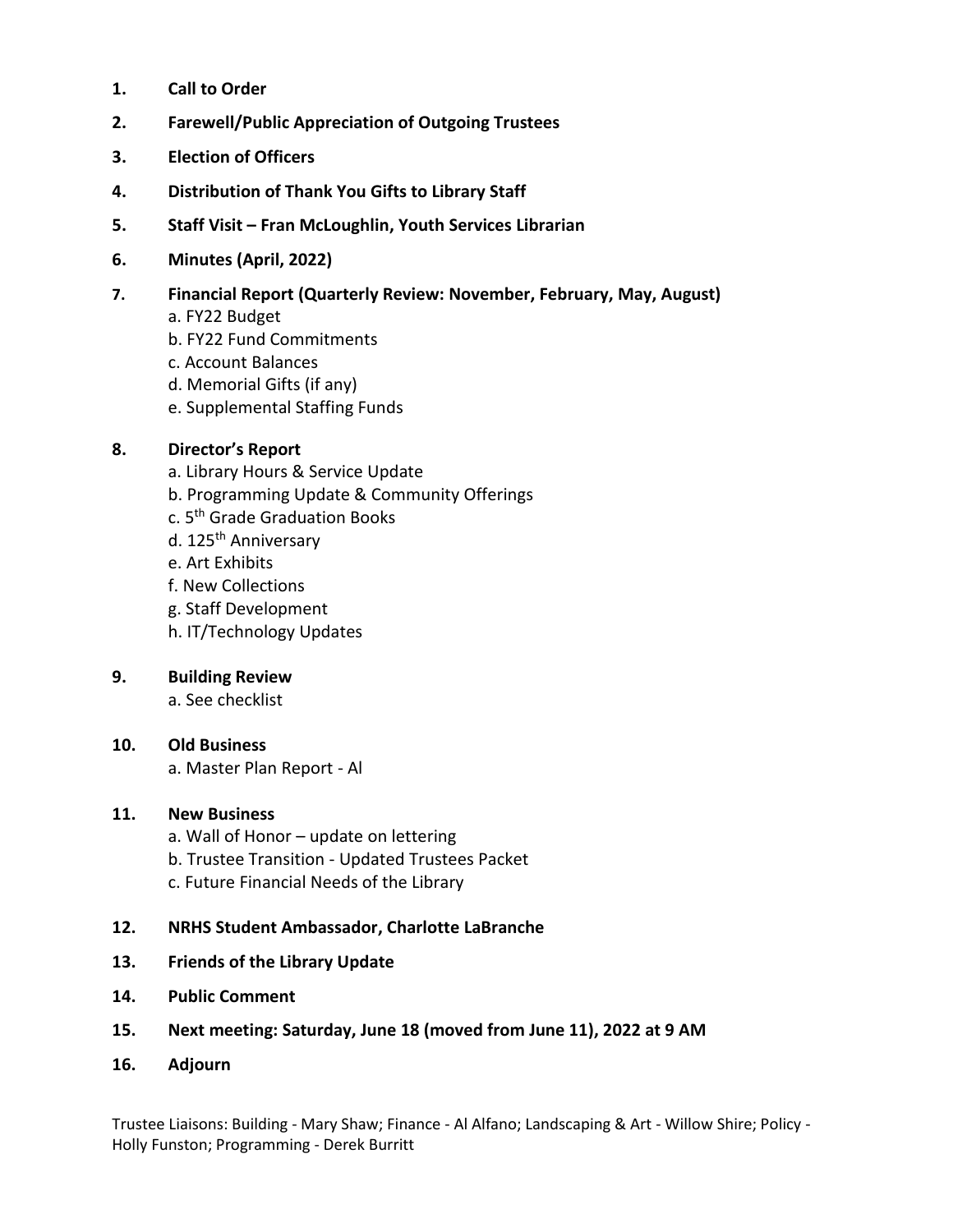1. **Call to Order**
2. **Farewell/Public Appreciation of Outgoing Trustees**
3. **Election of Officers**
4. **Distribution of Thank You Gifts to Library Staff**
5. **Staff Visit – Fran McLoughlin, Youth Services Librarian**
6. **Minutes (April, 2022)**
7. **Financial Report (Quarterly Review: November, February, May, August)**
   a. FY22 Budget
   b. FY22 Fund Commitments
   c. Account Balances
   d. Memorial Gifts (if any)
   e. Supplemental Staffing Funds
8. **Director's Report**
   a. Library Hours & Service Update
   b. Programming Update & Community Offerings
   c. 5th Grade Graduation Books
   d. 125th Anniversary
   e. Art Exhibits
   f. New Collections
   g. Staff Development
   h. IT/Technology Updates
9. **Building Review**
   a. See checklist
10. **Old Business**
    a. Master Plan Report - Al
11. **New Business**
    a. Wall of Honor – update on lettering
    b. Trustee Transition - Updated Trustees Packet
    c. Future Financial Needs of the Library
12. **NRHS Student Ambassador, Charlotte LaBranche**
13. **Friends of the Library Update**
14. **Public Comment**
15. **Next meeting: Saturday, June 18 (moved from June 11), 2022 at 9 AM**
16. **Adjourn**

Trustee Liaisons: Building - Mary Shaw; Finance - Al Alfano; Landscaping & Art - Willow Shire; Policy - Holly Funston; Programming - Derek Burritt